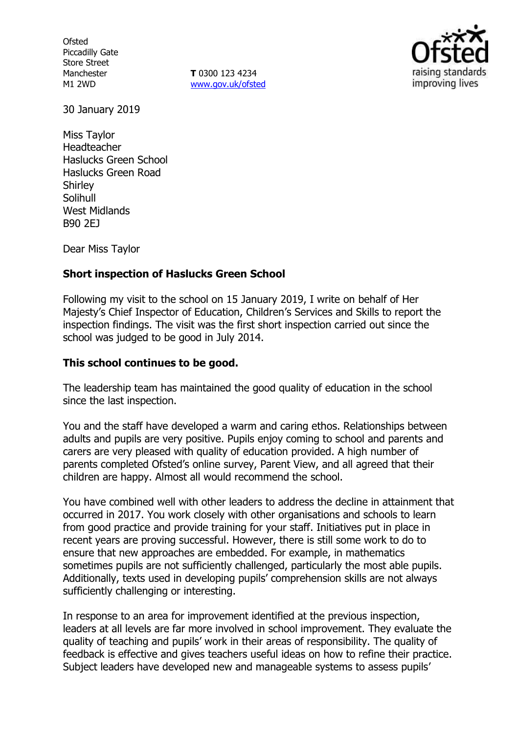Ofsted
Piccadilly Gate
Store Street
Manchester
M1 2WD

**T** 0300 123 4234
www.gov.uk/ofsted

30 January 2019

Miss Taylor
Headteacher
Haslucks Green School
Haslucks Green Road
Shirley
Solihull
West Midlands
B90 2EJ

Dear Miss Taylor

**Short inspection of Haslucks Green School**

Following my visit to the school on 15 January 2019, I write on behalf of Her Majesty's Chief Inspector of Education, Children's Services and Skills to report the inspection findings. The visit was the first short inspection carried out since the school was judged to be good in July 2014.

**This school continues to be good.**

The leadership team has maintained the good quality of education in the school since the last inspection.

You and the staff have developed a warm and caring ethos. Relationships between adults and pupils are very positive. Pupils enjoy coming to school and parents and carers are very pleased with quality of education provided. A high number of parents completed Ofsted's online survey, Parent View, and all agreed that their children are happy. Almost all would recommend the school.

You have combined well with other leaders to address the decline in attainment that occurred in 2017. You work closely with other organisations and schools to learn from good practice and provide training for your staff. Initiatives put in place in recent years are proving successful. However, there is still some work to do to ensure that new approaches are embedded. For example, in mathematics sometimes pupils are not sufficiently challenged, particularly the most able pupils. Additionally, texts used in developing pupils' comprehension skills are not always sufficiently challenging or interesting.

In response to an area for improvement identified at the previous inspection, leaders at all levels are far more involved in school improvement. They evaluate the quality of teaching and pupils' work in their areas of responsibility. The quality of feedback is effective and gives teachers useful ideas on how to refine their practice. Subject leaders have developed new and manageable systems to assess pupils'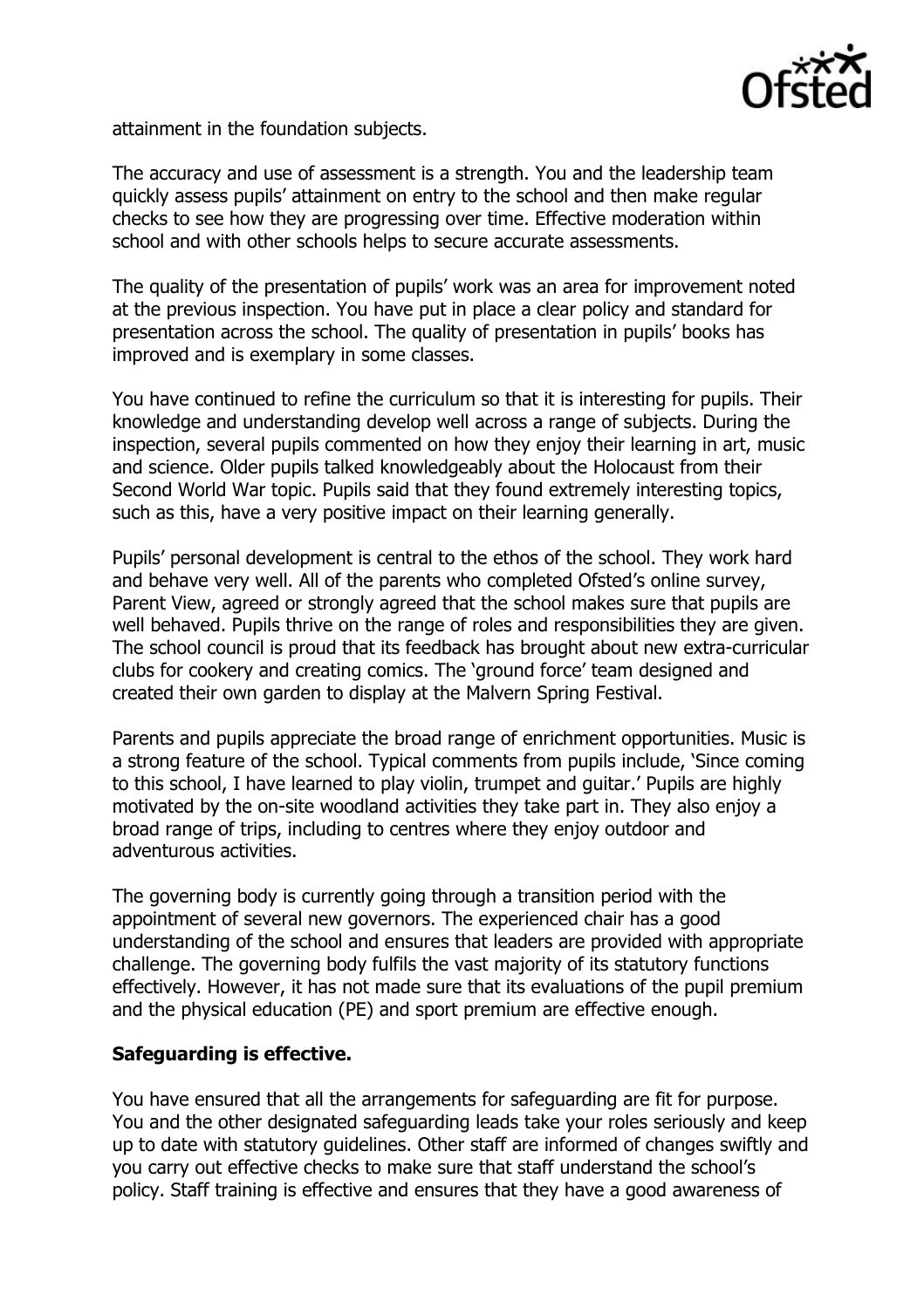attainment in the foundation subjects.

The accuracy and use of assessment is a strength. You and the leadership team quickly assess pupils' attainment on entry to the school and then make regular checks to see how they are progressing over time. Effective moderation within school and with other schools helps to secure accurate assessments.

The quality of the presentation of pupils' work was an area for improvement noted at the previous inspection. You have put in place a clear policy and standard for presentation across the school. The quality of presentation in pupils' books has improved and is exemplary in some classes.

You have continued to refine the curriculum so that it is interesting for pupils. Their knowledge and understanding develop well across a range of subjects. During the inspection, several pupils commented on how they enjoy their learning in art, music and science. Older pupils talked knowledgeably about the Holocaust from their Second World War topic. Pupils said that they found extremely interesting topics, such as this, have a very positive impact on their learning generally.

Pupils' personal development is central to the ethos of the school. They work hard and behave very well. All of the parents who completed Ofsted's online survey, Parent View, agreed or strongly agreed that the school makes sure that pupils are well behaved. Pupils thrive on the range of roles and responsibilities they are given. The school council is proud that its feedback has brought about new extra-curricular clubs for cookery and creating comics. The 'ground force' team designed and created their own garden to display at the Malvern Spring Festival.

Parents and pupils appreciate the broad range of enrichment opportunities. Music is a strong feature of the school. Typical comments from pupils include, 'Since coming to this school, I have learned to play violin, trumpet and guitar.' Pupils are highly motivated by the on-site woodland activities they take part in. They also enjoy a broad range of trips, including to centres where they enjoy outdoor and adventurous activities.

The governing body is currently going through a transition period with the appointment of several new governors. The experienced chair has a good understanding of the school and ensures that leaders are provided with appropriate challenge. The governing body fulfils the vast majority of its statutory functions effectively. However, it has not made sure that its evaluations of the pupil premium and the physical education (PE) and sport premium are effective enough.

**Safeguarding is effective.**

You have ensured that all the arrangements for safeguarding are fit for purpose. You and the other designated safeguarding leads take your roles seriously and keep up to date with statutory guidelines. Other staff are informed of changes swiftly and you carry out effective checks to make sure that staff understand the school's policy. Staff training is effective and ensures that they have a good awareness of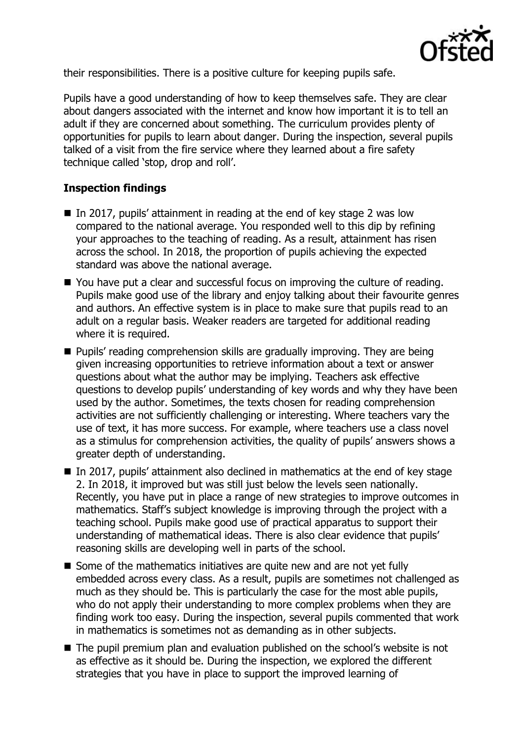their responsibilities. There is a positive culture for keeping pupils safe.

Pupils have a good understanding of how to keep themselves safe. They are clear about dangers associated with the internet and know how important it is to tell an adult if they are concerned about something. The curriculum provides plenty of opportunities for pupils to learn about danger. During the inspection, several pupils talked of a visit from the fire service where they learned about a fire safety technique called 'stop, drop and roll'.

## Inspection findings

- In 2017, pupils' attainment in reading at the end of key stage 2 was low compared to the national average. You responded well to this dip by refining your approaches to the teaching of reading. As a result, attainment has risen across the school. In 2018, the proportion of pupils achieving the expected standard was above the national average.
- You have put a clear and successful focus on improving the culture of reading. Pupils make good use of the library and enjoy talking about their favourite genres and authors. An effective system is in place to make sure that pupils read to an adult on a regular basis. Weaker readers are targeted for additional reading where it is required.
- Pupils' reading comprehension skills are gradually improving. They are being given increasing opportunities to retrieve information about a text or answer questions about what the author may be implying. Teachers ask effective questions to develop pupils' understanding of key words and why they have been used by the author. Sometimes, the texts chosen for reading comprehension activities are not sufficiently challenging or interesting. Where teachers vary the use of text, it has more success. For example, where teachers use a class novel as a stimulus for comprehension activities, the quality of pupils' answers shows a greater depth of understanding.
- In 2017, pupils' attainment also declined in mathematics at the end of key stage 2. In 2018, it improved but was still just below the levels seen nationally. Recently, you have put in place a range of new strategies to improve outcomes in mathematics. Staff's subject knowledge is improving through the project with a teaching school. Pupils make good use of practical apparatus to support their understanding of mathematical ideas. There is also clear evidence that pupils' reasoning skills are developing well in parts of the school.
- Some of the mathematics initiatives are quite new and are not yet fully embedded across every class. As a result, pupils are sometimes not challenged as much as they should be. This is particularly the case for the most able pupils, who do not apply their understanding to more complex problems when they are finding work too easy. During the inspection, several pupils commented that work in mathematics is sometimes not as demanding as in other subjects.
- The pupil premium plan and evaluation published on the school's website is not as effective as it should be. During the inspection, we explored the different strategies that you have in place to support the improved learning of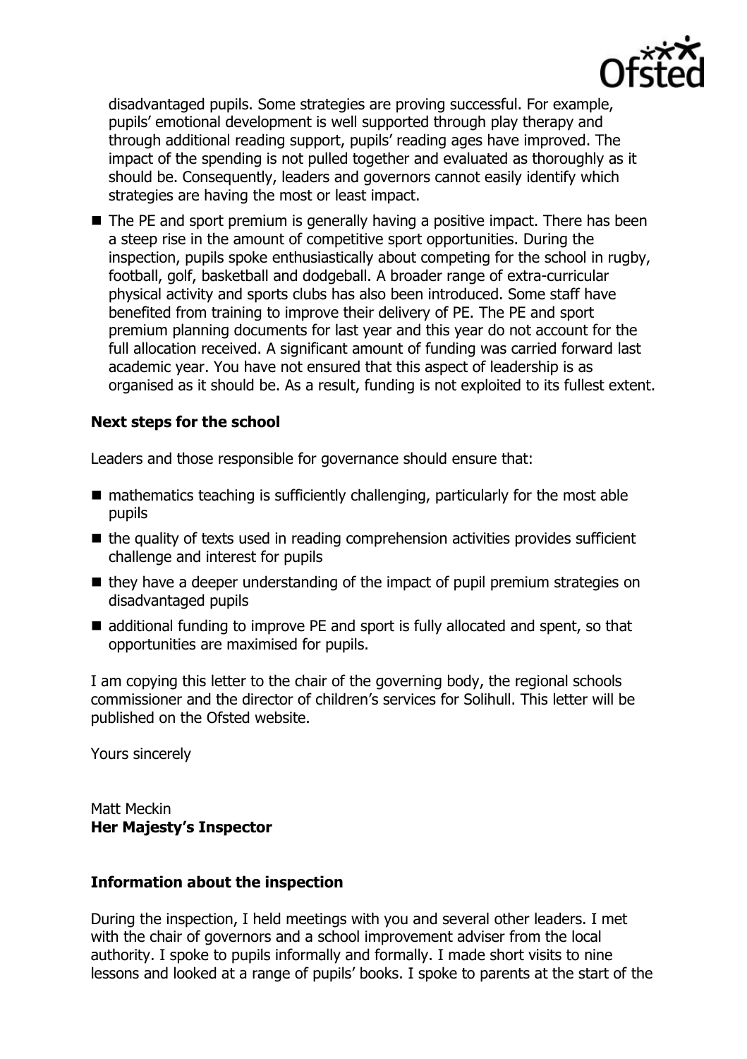disadvantaged pupils. Some strategies are proving successful. For example, pupils' emotional development is well supported through play therapy and through additional reading support, pupils' reading ages have improved. The impact of the spending is not pulled together and evaluated as thoroughly as it should be. Consequently, leaders and governors cannot easily identify which strategies are having the most or least impact.

- The PE and sport premium is generally having a positive impact. There has been a steep rise in the amount of competitive sport opportunities. During the inspection, pupils spoke enthusiastically about competing for the school in rugby, football, golf, basketball and dodgeball. A broader range of extra-curricular physical activity and sports clubs has also been introduced. Some staff have benefited from training to improve their delivery of PE. The PE and sport premium planning documents for last year and this year do not account for the full allocation received. A significant amount of funding was carried forward last academic year. You have not ensured that this aspect of leadership is as organised as it should be. As a result, funding is not exploited to its fullest extent.

### Next steps for the school

Leaders and those responsible for governance should ensure that:

- mathematics teaching is sufficiently challenging, particularly for the most able pupils
- the quality of texts used in reading comprehension activities provides sufficient challenge and interest for pupils
- they have a deeper understanding of the impact of pupil premium strategies on disadvantaged pupils
- additional funding to improve PE and sport is fully allocated and spent, so that opportunities are maximised for pupils.

I am copying this letter to the chair of the governing body, the regional schools commissioner and the director of children's services for Solihull. This letter will be published on the Ofsted website.

Yours sincerely

Matt Meckin
**Her Majesty's Inspector**

### Information about the inspection

During the inspection, I held meetings with you and several other leaders. I met with the chair of governors and a school improvement adviser from the local authority. I spoke to pupils informally and formally. I made short visits to nine lessons and looked at a range of pupils' books. I spoke to parents at the start of the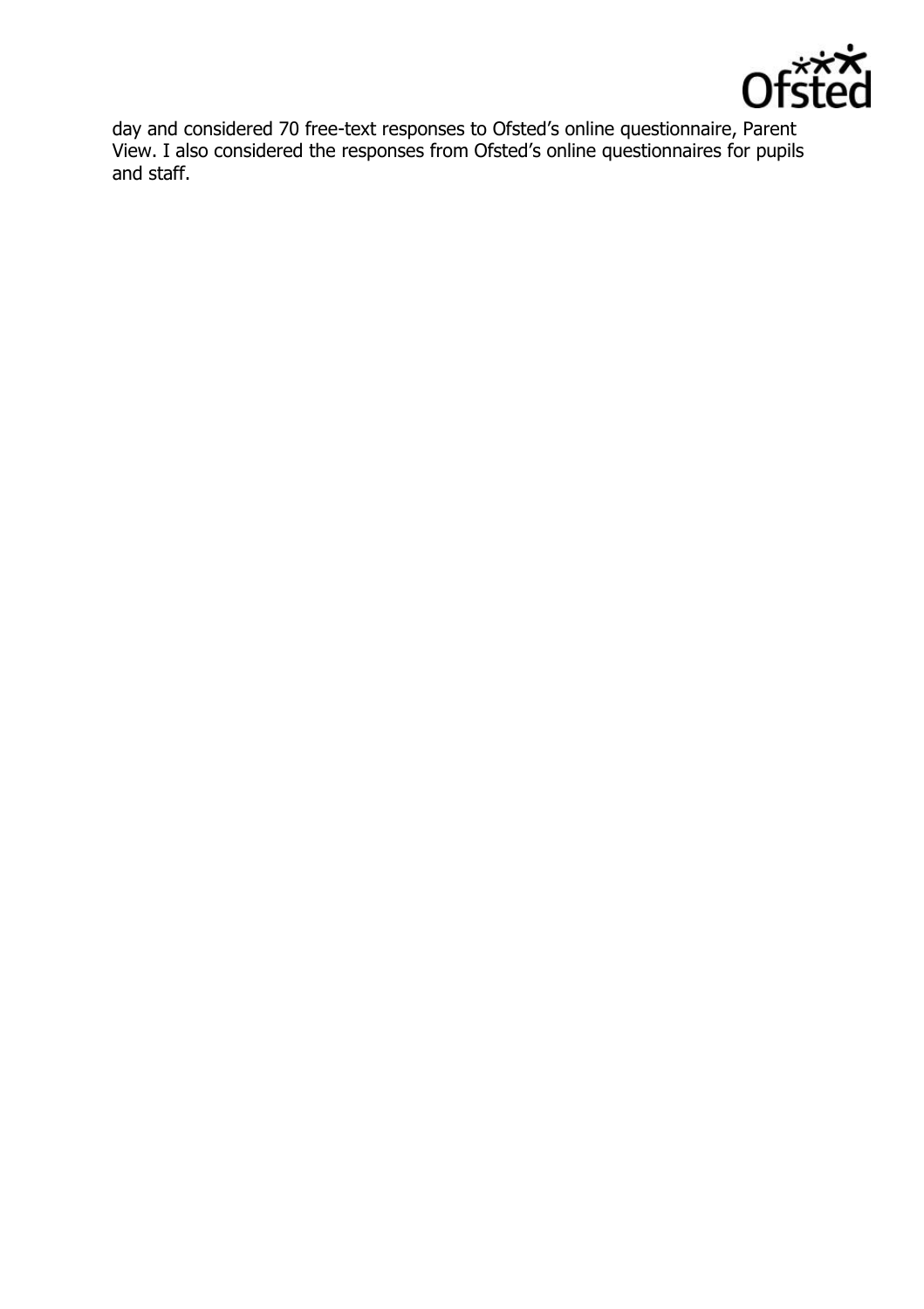day and considered 70 free-text responses to Ofsted's online questionnaire, Parent View. I also considered the responses from Ofsted's online questionnaires for pupils and staff.